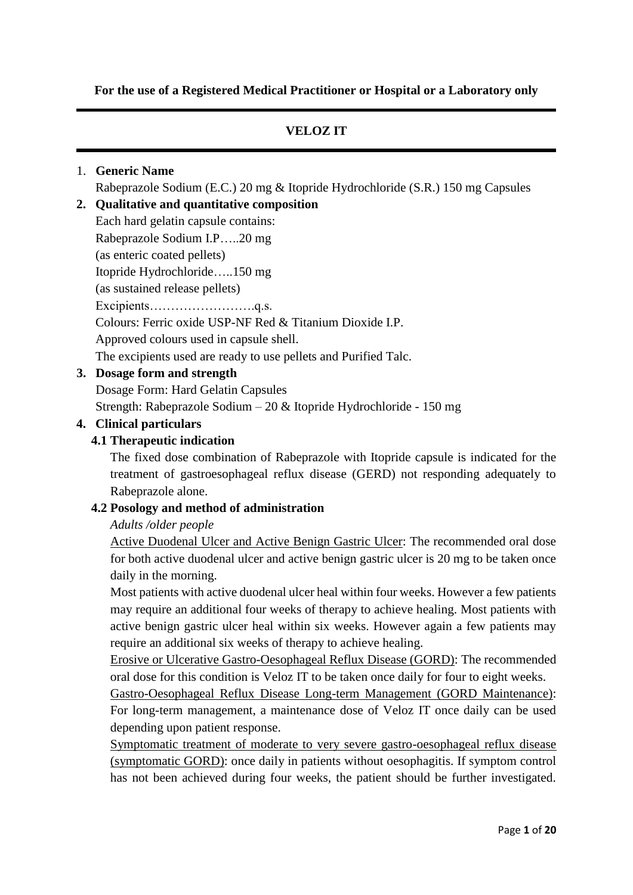**For the use of a Registered Medical Practitioner or Hospital or a Laboratory only**

---

# VELOZ IT

---

1. **Generic Name**

   Rabeprazole Sodium (E.C.) 20 mg & Itopride Hydrochloride (S.R.) 150 mg Capsules

2. **Qualitative and quantitative composition**

   Each hard gelatin capsule contains:
   Rabeprazole Sodium I.P…..20 mg
   (as enteric coated pellets)
   Itopride Hydrochloride…..150 mg
   (as sustained release pellets)
   Excipients…………………….q.s.
   Colours: Ferric oxide USP-NF Red & Titanium Dioxide I.P.
   Approved colours used in capsule shell.
   The excipients used are ready to use pellets and Purified Talc.

3. **Dosage form and strength**

   Dosage Form: Hard Gelatin Capsules
   Strength: Rabeprazole Sodium – 20 & Itopride Hydrochloride - 150 mg

4. **Clinical particulars**

   **4.1 Therapeutic indication**

   The fixed dose combination of Rabeprazole with Itopride capsule is indicated for the treatment of gastroesophageal reflux disease (GERD) not responding adequately to Rabeprazole alone.

   **4.2 Posology and method of administration**

   *Adults /older people*

   <u>Active Duodenal Ulcer and Active Benign Gastric Ulcer</u>: The recommended oral dose for both active duodenal ulcer and active benign gastric ulcer is 20 mg to be taken once daily in the morning.

   Most patients with active duodenal ulcer heal within four weeks. However a few patients may require an additional four weeks of therapy to achieve healing. Most patients with active benign gastric ulcer heal within six weeks. However again a few patients may require an additional six weeks of therapy to achieve healing.

   <u>Erosive or Ulcerative Gastro-Oesophageal Reflux Disease (GORD)</u>: The recommended oral dose for this condition is Veloz IT to be taken once daily for four to eight weeks.

   <u>Gastro-Oesophageal Reflux Disease Long-term Management (GORD Maintenance)</u>: For long-term management, a maintenance dose of Veloz IT once daily can be used depending upon patient response.

   <u>Symptomatic treatment of moderate to very severe gastro-oesophageal reflux disease (symptomatic GORD)</u>: once daily in patients without oesophagitis. If symptom control has not been achieved during four weeks, the patient should be further investigated.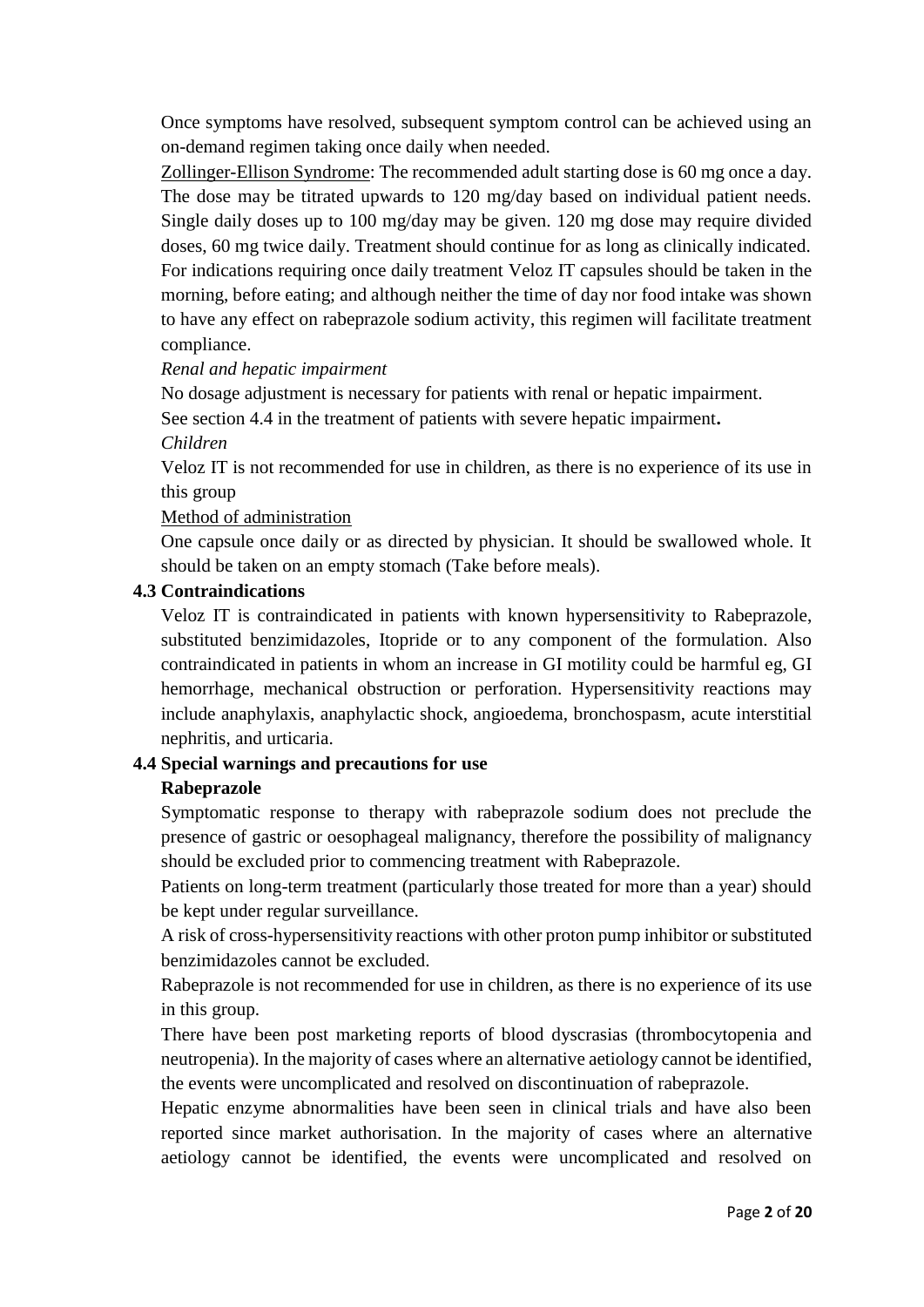Once symptoms have resolved, subsequent symptom control can be achieved using an on-demand regimen taking once daily when needed.

Zollinger-Ellison Syndrome: The recommended adult starting dose is 60 mg once a day. The dose may be titrated upwards to 120 mg/day based on individual patient needs. Single daily doses up to 100 mg/day may be given. 120 mg dose may require divided doses, 60 mg twice daily. Treatment should continue for as long as clinically indicated.

For indications requiring once daily treatment Veloz IT capsules should be taken in the morning, before eating; and although neither the time of day nor food intake was shown to have any effect on rabeprazole sodium activity, this regimen will facilitate treatment compliance.

*Renal and hepatic impairment*

No dosage adjustment is necessary for patients with renal or hepatic impairment.

See section 4.4 in the treatment of patients with severe hepatic impairment**.**

*Children*

Veloz IT is not recommended for use in children, as there is no experience of its use in this group

Method of administration

One capsule once daily or as directed by physician. It should be swallowed whole. It should be taken on an empty stomach (Take before meals).

### 4.3 Contraindications

Veloz IT is contraindicated in patients with known hypersensitivity to Rabeprazole, substituted benzimidazoles, Itopride or to any component of the formulation. Also contraindicated in patients in whom an increase in GI motility could be harmful eg, GI hemorrhage, mechanical obstruction or perforation. Hypersensitivity reactions may include anaphylaxis, anaphylactic shock, angioedema, bronchospasm, acute interstitial nephritis, and urticaria.

### 4.4 Special warnings and precautions for use

**Rabeprazole**

Symptomatic response to therapy with rabeprazole sodium does not preclude the presence of gastric or oesophageal malignancy, therefore the possibility of malignancy should be excluded prior to commencing treatment with Rabeprazole.

Patients on long-term treatment (particularly those treated for more than a year) should be kept under regular surveillance.

A risk of cross-hypersensitivity reactions with other proton pump inhibitor or substituted benzimidazoles cannot be excluded.

Rabeprazole is not recommended for use in children, as there is no experience of its use in this group.

There have been post marketing reports of blood dyscrasias (thrombocytopenia and neutropenia). In the majority of cases where an alternative aetiology cannot be identified, the events were uncomplicated and resolved on discontinuation of rabeprazole.

Hepatic enzyme abnormalities have been seen in clinical trials and have also been reported since market authorisation. In the majority of cases where an alternative aetiology cannot be identified, the events were uncomplicated and resolved on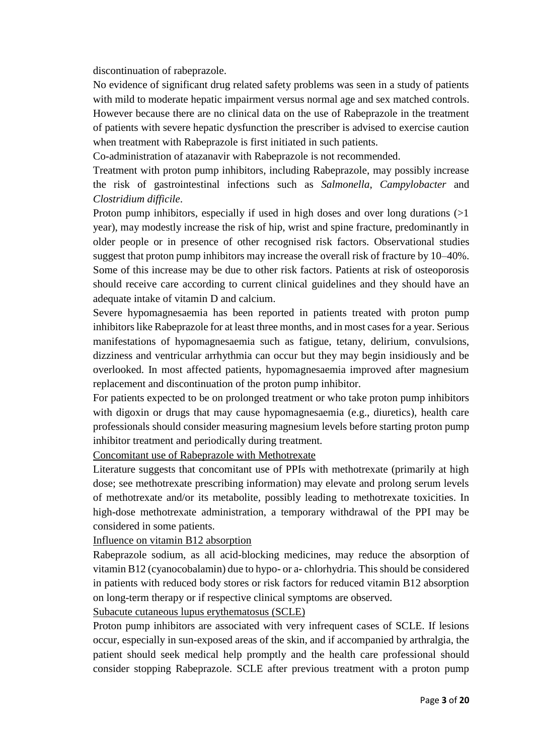discontinuation of rabeprazole.

No evidence of significant drug related safety problems was seen in a study of patients with mild to moderate hepatic impairment versus normal age and sex matched controls. However because there are no clinical data on the use of Rabeprazole in the treatment of patients with severe hepatic dysfunction the prescriber is advised to exercise caution when treatment with Rabeprazole is first initiated in such patients.

Co-administration of atazanavir with Rabeprazole is not recommended.

Treatment with proton pump inhibitors, including Rabeprazole, may possibly increase the risk of gastrointestinal infections such as *Salmonella*, *Campylobacter* and *Clostridium difficile*.

Proton pump inhibitors, especially if used in high doses and over long durations (>1 year), may modestly increase the risk of hip, wrist and spine fracture, predominantly in older people or in presence of other recognised risk factors. Observational studies suggest that proton pump inhibitors may increase the overall risk of fracture by 10–40%. Some of this increase may be due to other risk factors. Patients at risk of osteoporosis should receive care according to current clinical guidelines and they should have an adequate intake of vitamin D and calcium.

Severe hypomagnesaemia has been reported in patients treated with proton pump inhibitors like Rabeprazole for at least three months, and in most cases for a year. Serious manifestations of hypomagnesaemia such as fatigue, tetany, delirium, convulsions, dizziness and ventricular arrhythmia can occur but they may begin insidiously and be overlooked. In most affected patients, hypomagnesaemia improved after magnesium replacement and discontinuation of the proton pump inhibitor.

For patients expected to be on prolonged treatment or who take proton pump inhibitors with digoxin or drugs that may cause hypomagnesaemia (e.g., diuretics), health care professionals should consider measuring magnesium levels before starting proton pump inhibitor treatment and periodically during treatment.

<u>Concomitant use of Rabeprazole with Methotrexate</u>

Literature suggests that concomitant use of PPIs with methotrexate (primarily at high dose; see methotrexate prescribing information) may elevate and prolong serum levels of methotrexate and/or its metabolite, possibly leading to methotrexate toxicities. In high-dose methotrexate administration, a temporary withdrawal of the PPI may be considered in some patients.

<u>Influence on vitamin B12 absorption</u>

Rabeprazole sodium, as all acid-blocking medicines, may reduce the absorption of vitamin B12 (cyanocobalamin) due to hypo- or a- chlorhydria. This should be considered in patients with reduced body stores or risk factors for reduced vitamin B12 absorption on long-term therapy or if respective clinical symptoms are observed.

<u>Subacute cutaneous lupus erythematosus (SCLE)</u>

Proton pump inhibitors are associated with very infrequent cases of SCLE. If lesions occur, especially in sun-exposed areas of the skin, and if accompanied by arthralgia, the patient should seek medical help promptly and the health care professional should consider stopping Rabeprazole. SCLE after previous treatment with a proton pump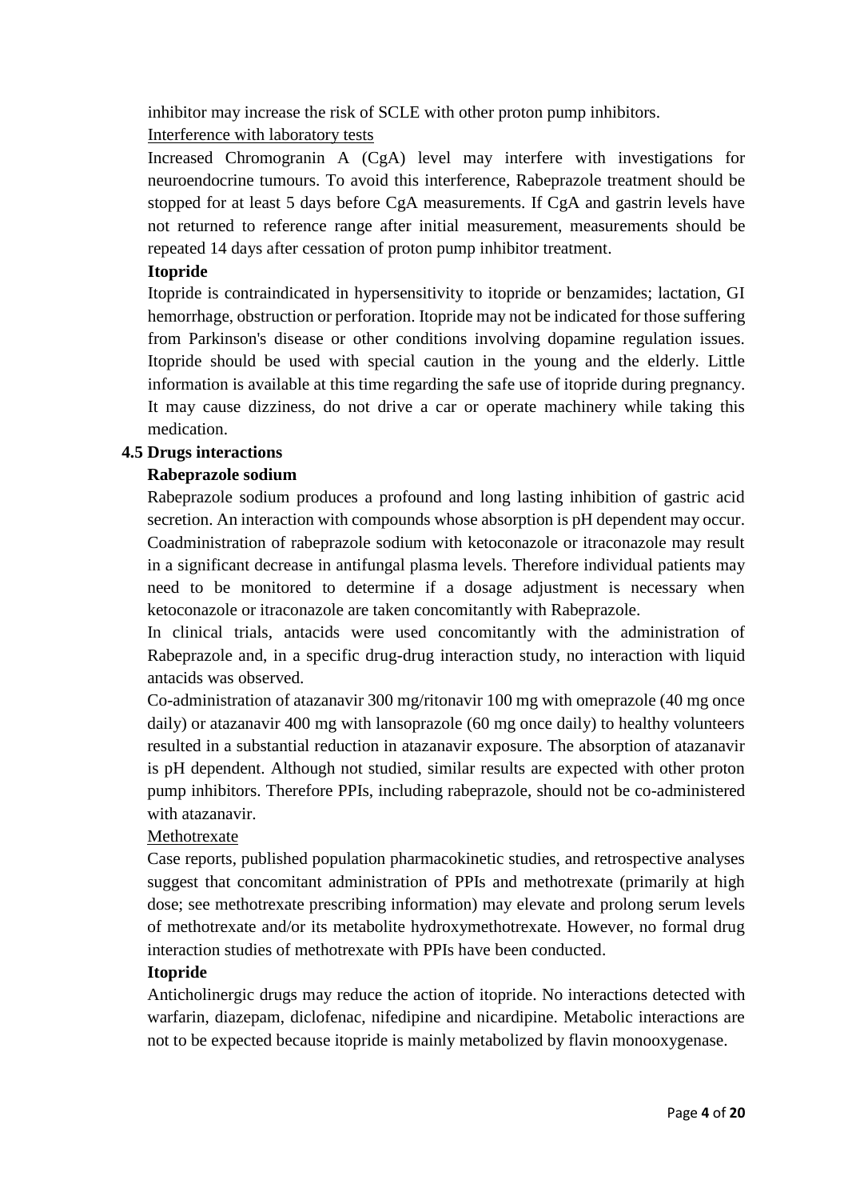inhibitor may increase the risk of SCLE with other proton pump inhibitors.

<u>Interference with laboratory tests</u>

Increased Chromogranin A (CgA) level may interfere with investigations for neuroendocrine tumours. To avoid this interference, Rabeprazole treatment should be stopped for at least 5 days before CgA measurements. If CgA and gastrin levels have not returned to reference range after initial measurement, measurements should be repeated 14 days after cessation of proton pump inhibitor treatment.

**Itopride**

Itopride is contraindicated in hypersensitivity to itopride or benzamides; lactation, GI hemorrhage, obstruction or perforation. Itopride may not be indicated for those suffering from Parkinson's disease or other conditions involving dopamine regulation issues. Itopride should be used with special caution in the young and the elderly. Little information is available at this time regarding the safe use of itopride during pregnancy. It may cause dizziness, do not drive a car or operate machinery while taking this medication.

## 4.5 Drugs interactions

**Rabeprazole sodium**

Rabeprazole sodium produces a profound and long lasting inhibition of gastric acid secretion. An interaction with compounds whose absorption is pH dependent may occur. Coadministration of rabeprazole sodium with ketoconazole or itraconazole may result in a significant decrease in antifungal plasma levels. Therefore individual patients may need to be monitored to determine if a dosage adjustment is necessary when ketoconazole or itraconazole are taken concomitantly with Rabeprazole.

In clinical trials, antacids were used concomitantly with the administration of Rabeprazole and, in a specific drug-drug interaction study, no interaction with liquid antacids was observed.

Co-administration of atazanavir 300 mg/ritonavir 100 mg with omeprazole (40 mg once daily) or atazanavir 400 mg with lansoprazole (60 mg once daily) to healthy volunteers resulted in a substantial reduction in atazanavir exposure. The absorption of atazanavir is pH dependent. Although not studied, similar results are expected with other proton pump inhibitors. Therefore PPIs, including rabeprazole, should not be co-administered with atazanavir.

<u>Methotrexate</u>

Case reports, published population pharmacokinetic studies, and retrospective analyses suggest that concomitant administration of PPIs and methotrexate (primarily at high dose; see methotrexate prescribing information) may elevate and prolong serum levels of methotrexate and/or its metabolite hydroxymethotrexate. However, no formal drug interaction studies of methotrexate with PPIs have been conducted.

**Itopride**

Anticholinergic drugs may reduce the action of itopride. No interactions detected with warfarin, diazepam, diclofenac, nifedipine and nicardipine. Metabolic interactions are not to be expected because itopride is mainly metabolized by flavin monooxygenase.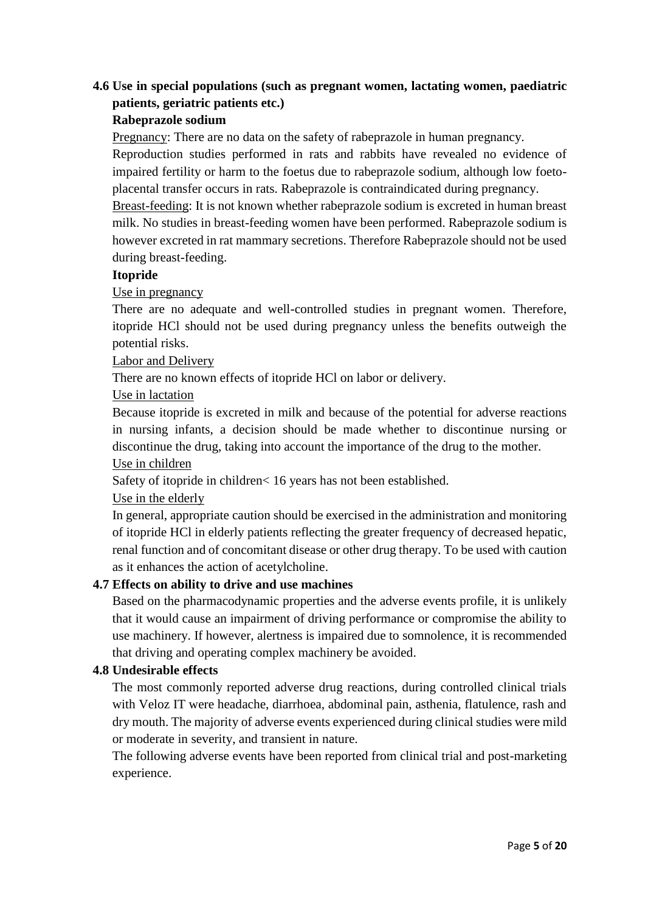## 4.6 Use in special populations (such as pregnant women, lactating women, paediatric patients, geriatric patients etc.)

**Rabeprazole sodium**

Pregnancy: There are no data on the safety of rabeprazole in human pregnancy.

Reproduction studies performed in rats and rabbits have revealed no evidence of impaired fertility or harm to the foetus due to rabeprazole sodium, although low foeto-placental transfer occurs in rats. Rabeprazole is contraindicated during pregnancy.

Breast-feeding: It is not known whether rabeprazole sodium is excreted in human breast milk. No studies in breast-feeding women have been performed. Rabeprazole sodium is however excreted in rat mammary secretions. Therefore Rabeprazole should not be used during breast-feeding.

**Itopride**

Use in pregnancy

There are no adequate and well-controlled studies in pregnant women. Therefore, itopride HCl should not be used during pregnancy unless the benefits outweigh the potential risks.

Labor and Delivery

There are no known effects of itopride HCl on labor or delivery.

Use in lactation

Because itopride is excreted in milk and because of the potential for adverse reactions in nursing infants, a decision should be made whether to discontinue nursing or discontinue the drug, taking into account the importance of the drug to the mother.

Use in children

Safety of itopride in children< 16 years has not been established.

Use in the elderly

In general, appropriate caution should be exercised in the administration and monitoring of itopride HCl in elderly patients reflecting the greater frequency of decreased hepatic, renal function and of concomitant disease or other drug therapy. To be used with caution as it enhances the action of acetylcholine.

## 4.7 Effects on ability to drive and use machines

Based on the pharmacodynamic properties and the adverse events profile, it is unlikely that it would cause an impairment of driving performance or compromise the ability to use machinery. If however, alertness is impaired due to somnolence, it is recommended that driving and operating complex machinery be avoided.

## 4.8 Undesirable effects

The most commonly reported adverse drug reactions, during controlled clinical trials with Veloz IT were headache, diarrhoea, abdominal pain, asthenia, flatulence, rash and dry mouth. The majority of adverse events experienced during clinical studies were mild or moderate in severity, and transient in nature.

The following adverse events have been reported from clinical trial and post-marketing experience.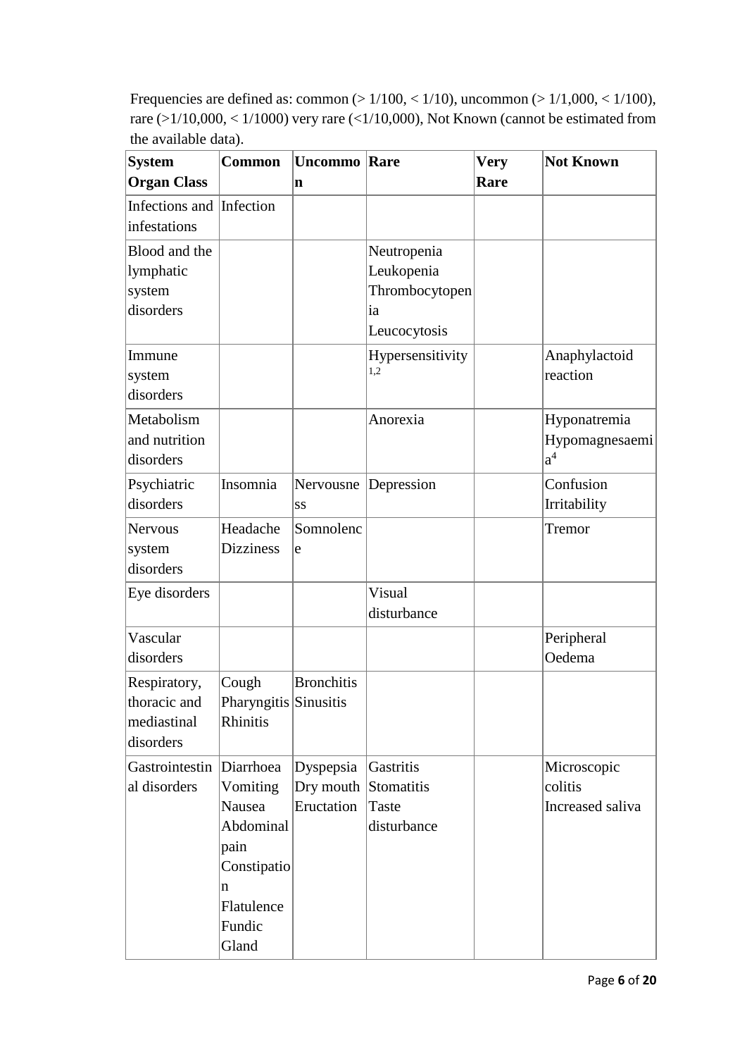Frequencies are defined as: common (> 1/100, < 1/10), uncommon (> 1/1,000, < 1/100), rare (>1/10,000, < 1/1000) very rare (<1/10,000), Not Known (cannot be estimated from the available data).

| System Organ Class | Common | Uncommon | Rare | Very Rare | Not Known |
|---|---|---|---|---|---|
| Infections and infestations | Infection | | | | |
| Blood and the lymphatic system disorders | | | Neutropenia<br>Leukopenia<br>Thrombocytopenia<br>Leucocytosis | | |
| Immune system disorders | | | Hypersensitivity [1,2] | | Anaphylactoid reaction |
| Metabolism and nutrition disorders | | | Anorexia | | Hyponatremia<br>Hypomagnesaemia [4] |
| Psychiatric disorders | Insomnia | Nervousness | Depression | | Confusion<br>Irritability |
| Nervous system disorders | Headache<br>Dizziness | Somnolence | | | Tremor |
| Eye disorders | | | Visual disturbance | | |
| Vascular disorders | | | | | Peripheral Oedema |
| Respiratory, thoracic and mediastinal disorders | Cough<br>Pharyngitis<br>Rhinitis | Bronchitis<br>Sinusitis | | | |
| Gastrointestinal disorders | Diarrhoea<br>Vomiting<br>Nausea<br>Abdominal pain<br>Constipation<br>Flatulence<br>Fundic Gland | Dyspepsia<br>Dry mouth<br>Eructation | Gastritis<br>Stomatitis<br>Taste disturbance | | Microscopic colitis<br>Increased saliva |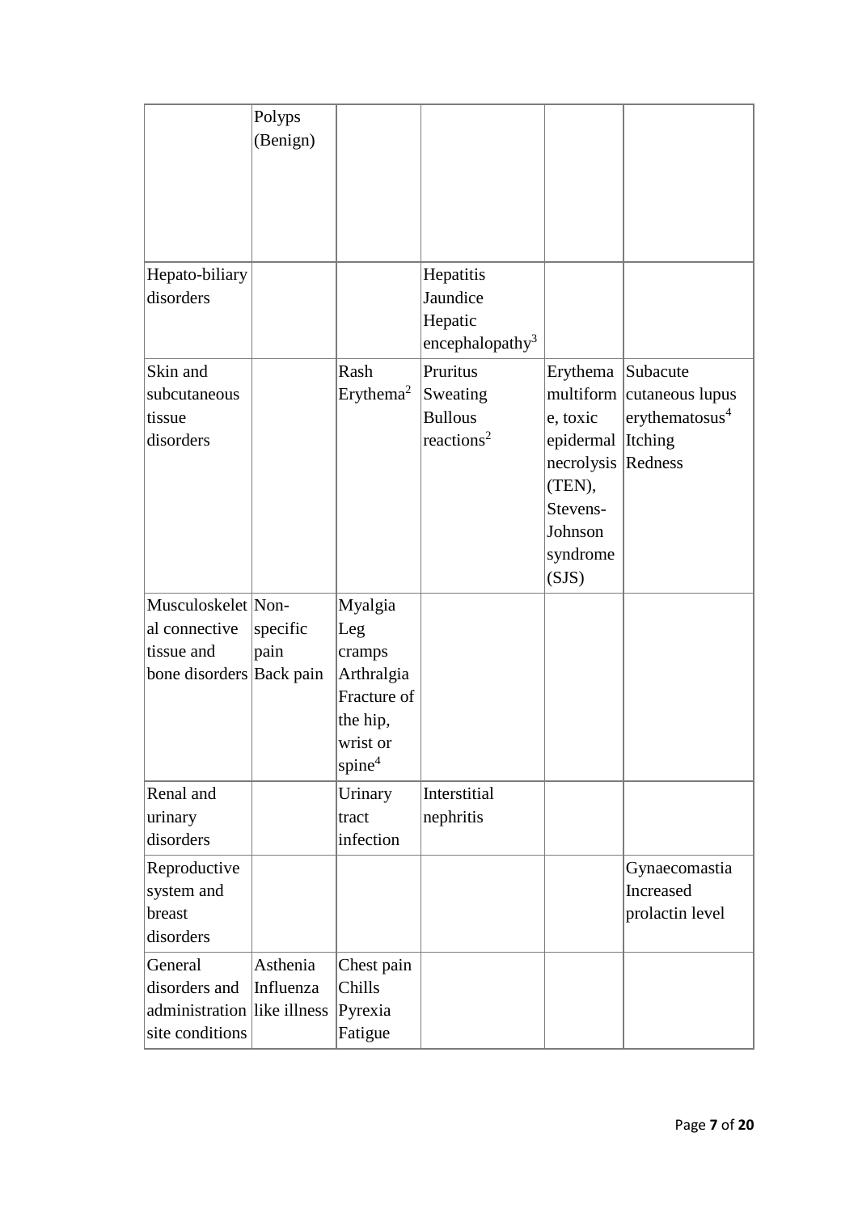| | | | | | |
|---|---|---|---|---|---|
| | Polyps (Benign) | | | | |
| Hepato-biliary disorders | | | Hepatitis<br>Jaundice<br>Hepatic encephalopathy[3] | | |
| Skin and subcutaneous tissue disorders | | Rash<br>Erythema[2] | Pruritus<br>Sweating<br>Bullous reactions[2] | Erythema multiforme, toxic epidermal necrolysis (TEN), Stevens-Johnson syndrome (SJS) | Subacute cutaneous lupus erythematosus[4]<br>Itching<br>Redness |
| Musculoskeletal connective tissue and bone disorders | Non-specific pain<br>Back pain | Myalgia<br>Leg cramps<br>Arthralgia<br>Fracture of the hip, wrist or spine[4] | | | |
| Renal and urinary disorders | | Urinary tract infection | Interstitial nephritis | | |
| Reproductive system and breast disorders | | | | | Gynaecomastia<br>Increased prolactin level |
| General disorders and administration site conditions | Asthenia<br>Influenza like illness | Chest pain<br>Chills<br>Pyrexia<br>Fatigue | | | |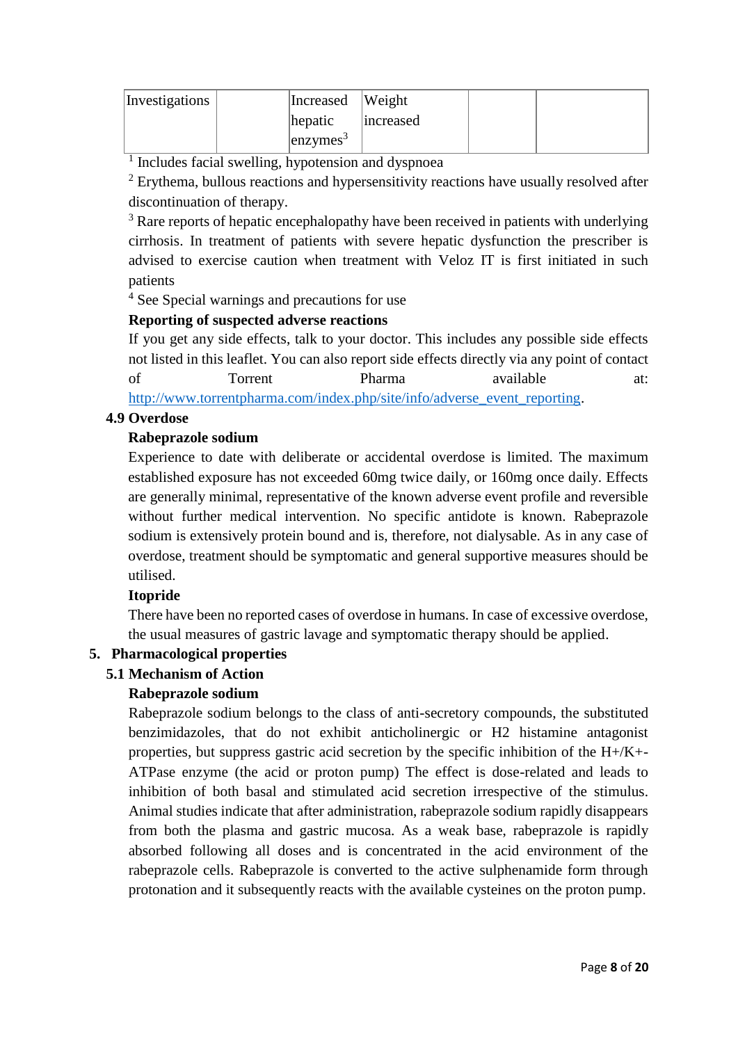| Investigations | | Increased hepatic enzymes[3] | Weight increased | | |
|---|---|---|---|---|---|

[1] Includes facial swelling, hypotension and dyspnoea

[2] Erythema, bullous reactions and hypersensitivity reactions have usually resolved after discontinuation of therapy.

[3] Rare reports of hepatic encephalopathy have been received in patients with underlying cirrhosis. In treatment of patients with severe hepatic dysfunction the prescriber is advised to exercise caution when treatment with Veloz IT is first initiated in such patients

[4] See Special warnings and precautions for use

**Reporting of suspected adverse reactions**

If you get any side effects, talk to your doctor. This includes any possible side effects not listed in this leaflet. You can also report side effects directly via any point of contact of Torrent Pharma available at: http://www.torrentpharma.com/index.php/site/info/adverse_event_reporting.

### 4.9 Overdose

**Rabeprazole sodium**

Experience to date with deliberate or accidental overdose is limited. The maximum established exposure has not exceeded 60mg twice daily, or 160mg once daily. Effects are generally minimal, representative of the known adverse event profile and reversible without further medical intervention. No specific antidote is known. Rabeprazole sodium is extensively protein bound and is, therefore, not dialysable. As in any case of overdose, treatment should be symptomatic and general supportive measures should be utilised.

**Itopride**

There have been no reported cases of overdose in humans. In case of excessive overdose, the usual measures of gastric lavage and symptomatic therapy should be applied.

## 5. Pharmacological properties

### 5.1 Mechanism of Action

**Rabeprazole sodium**

Rabeprazole sodium belongs to the class of anti-secretory compounds, the substituted benzimidazoles, that do not exhibit anticholinergic or H2 histamine antagonist properties, but suppress gastric acid secretion by the specific inhibition of the $H^+/K^+$-ATPase enzyme (the acid or proton pump) The effect is dose-related and leads to inhibition of both basal and stimulated acid secretion irrespective of the stimulus. Animal studies indicate that after administration, rabeprazole sodium rapidly disappears from both the plasma and gastric mucosa. As a weak base, rabeprazole is rapidly absorbed following all doses and is concentrated in the acid environment of the rabeprazole cells. Rabeprazole is converted to the active sulphenamide form through protonation and it subsequently reacts with the available cysteines on the proton pump.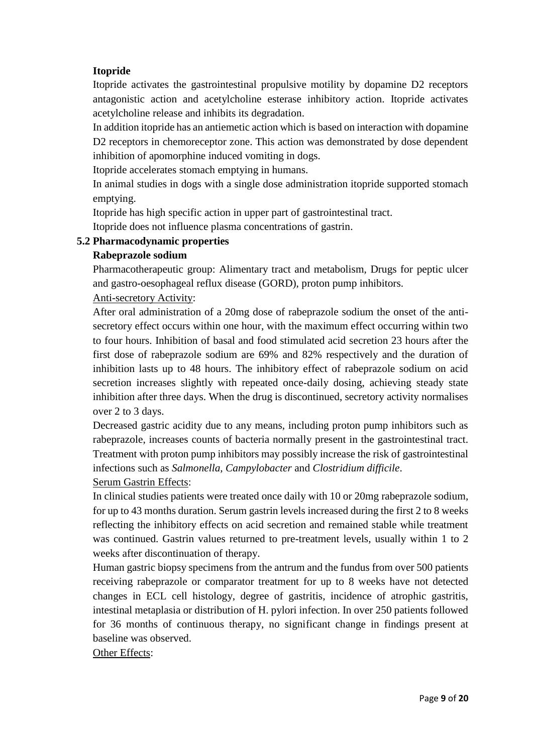**Itopride**

Itopride activates the gastrointestinal propulsive motility by dopamine D2 receptors antagonistic action and acetylcholine esterase inhibitory action. Itopride activates acetylcholine release and inhibits its degradation.

In addition itopride has an antiemetic action which is based on interaction with dopamine D2 receptors in chemoreceptor zone. This action was demonstrated by dose dependent inhibition of apomorphine induced vomiting in dogs.

Itopride accelerates stomach emptying in humans.

In animal studies in dogs with a single dose administration itopride supported stomach emptying.

Itopride has high specific action in upper part of gastrointestinal tract.

Itopride does not influence plasma concentrations of gastrin.

## 5.2 Pharmacodynamic properties

**Rabeprazole sodium**

Pharmacotherapeutic group: Alimentary tract and metabolism, Drugs for peptic ulcer and gastro-oesophageal reflux disease (GORD), proton pump inhibitors.

Anti-secretory Activity:

After oral administration of a 20mg dose of rabeprazole sodium the onset of the anti-secretory effect occurs within one hour, with the maximum effect occurring within two to four hours. Inhibition of basal and food stimulated acid secretion 23 hours after the first dose of rabeprazole sodium are 69% and 82% respectively and the duration of inhibition lasts up to 48 hours. The inhibitory effect of rabeprazole sodium on acid secretion increases slightly with repeated once-daily dosing, achieving steady state inhibition after three days. When the drug is discontinued, secretory activity normalises over 2 to 3 days.

Decreased gastric acidity due to any means, including proton pump inhibitors such as rabeprazole, increases counts of bacteria normally present in the gastrointestinal tract. Treatment with proton pump inhibitors may possibly increase the risk of gastrointestinal infections such as *Salmonella, Campylobacter* and *Clostridium difficile*.

Serum Gastrin Effects:

In clinical studies patients were treated once daily with 10 or 20mg rabeprazole sodium, for up to 43 months duration. Serum gastrin levels increased during the first 2 to 8 weeks reflecting the inhibitory effects on acid secretion and remained stable while treatment was continued. Gastrin values returned to pre-treatment levels, usually within 1 to 2 weeks after discontinuation of therapy.

Human gastric biopsy specimens from the antrum and the fundus from over 500 patients receiving rabeprazole or comparator treatment for up to 8 weeks have not detected changes in ECL cell histology, degree of gastritis, incidence of atrophic gastritis, intestinal metaplasia or distribution of H. pylori infection. In over 250 patients followed for 36 months of continuous therapy, no significant change in findings present at baseline was observed.

Other Effects: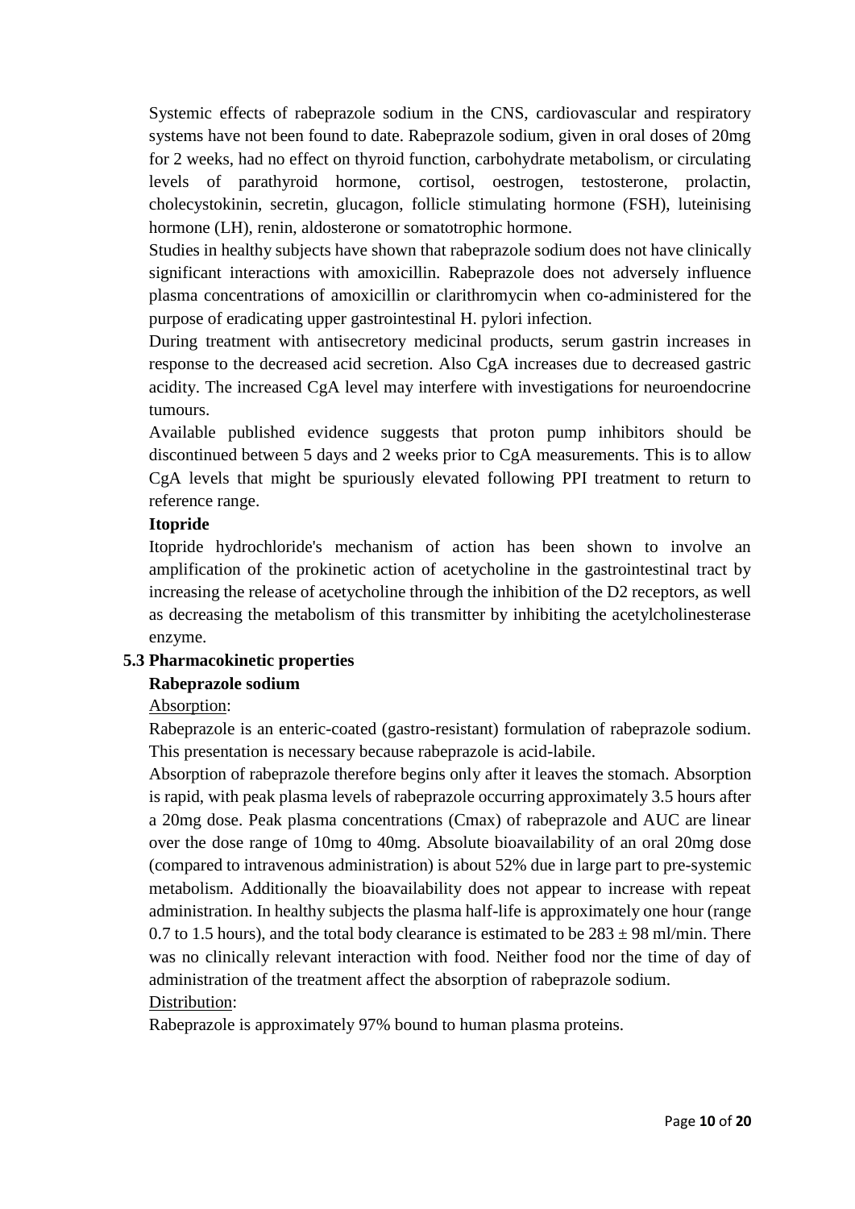Systemic effects of rabeprazole sodium in the CNS, cardiovascular and respiratory systems have not been found to date. Rabeprazole sodium, given in oral doses of 20mg for 2 weeks, had no effect on thyroid function, carbohydrate metabolism, or circulating levels of parathyroid hormone, cortisol, oestrogen, testosterone, prolactin, cholecystokinin, secretin, glucagon, follicle stimulating hormone (FSH), luteinising hormone (LH), renin, aldosterone or somatotrophic hormone.

Studies in healthy subjects have shown that rabeprazole sodium does not have clinically significant interactions with amoxicillin. Rabeprazole does not adversely influence plasma concentrations of amoxicillin or clarithromycin when co-administered for the purpose of eradicating upper gastrointestinal H. pylori infection.

During treatment with antisecretory medicinal products, serum gastrin increases in response to the decreased acid secretion. Also CgA increases due to decreased gastric acidity. The increased CgA level may interfere with investigations for neuroendocrine tumours.

Available published evidence suggests that proton pump inhibitors should be discontinued between 5 days and 2 weeks prior to CgA measurements. This is to allow CgA levels that might be spuriously elevated following PPI treatment to return to reference range.

**Itopride**

Itopride hydrochloride's mechanism of action has been shown to involve an amplification of the prokinetic action of acetycholine in the gastrointestinal tract by increasing the release of acetycholine through the inhibition of the D2 receptors, as well as decreasing the metabolism of this transmitter by inhibiting the acetylcholinesterase enzyme.

## 5.3 Pharmacokinetic properties

**Rabeprazole sodium**

Absorption:

Rabeprazole is an enteric-coated (gastro-resistant) formulation of rabeprazole sodium. This presentation is necessary because rabeprazole is acid-labile.

Absorption of rabeprazole therefore begins only after it leaves the stomach. Absorption is rapid, with peak plasma levels of rabeprazole occurring approximately 3.5 hours after a 20mg dose. Peak plasma concentrations (Cmax) of rabeprazole and AUC are linear over the dose range of 10mg to 40mg. Absolute bioavailability of an oral 20mg dose (compared to intravenous administration) is about 52% due in large part to pre-systemic metabolism. Additionally the bioavailability does not appear to increase with repeat administration. In healthy subjects the plasma half-life is approximately one hour (range 0.7 to 1.5 hours), and the total body clearance is estimated to be $283 \pm 98$ ml/min. There was no clinically relevant interaction with food. Neither food nor the time of day of administration of the treatment affect the absorption of rabeprazole sodium.

Distribution:

Rabeprazole is approximately 97% bound to human plasma proteins.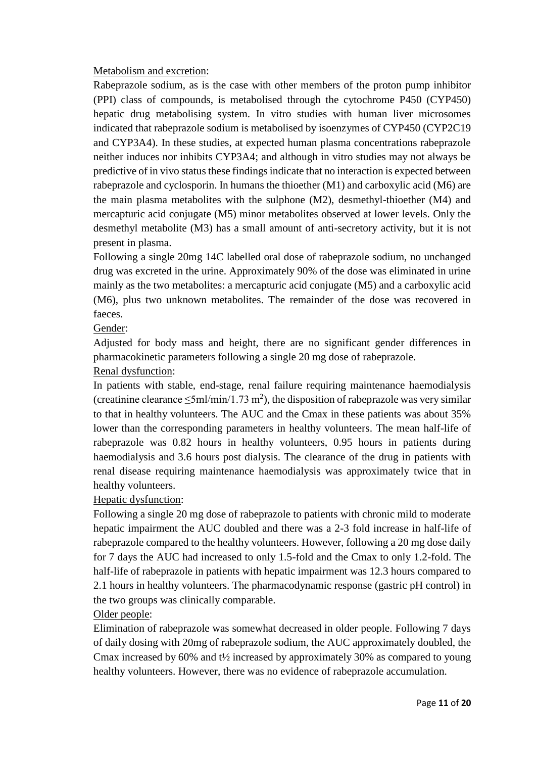<u>Metabolism and excretion</u>:

Rabeprazole sodium, as is the case with other members of the proton pump inhibitor (PPI) class of compounds, is metabolised through the cytochrome P450 (CYP450) hepatic drug metabolising system. In vitro studies with human liver microsomes indicated that rabeprazole sodium is metabolised by isoenzymes of CYP450 (CYP2C19 and CYP3A4). In these studies, at expected human plasma concentrations rabeprazole neither induces nor inhibits CYP3A4; and although in vitro studies may not always be predictive of in vivo status these findings indicate that no interaction is expected between rabeprazole and cyclosporin. In humans the thioether (M1) and carboxylic acid (M6) are the main plasma metabolites with the sulphone (M2), desmethyl-thioether (M4) and mercapturic acid conjugate (M5) minor metabolites observed at lower levels. Only the desmethyl metabolite (M3) has a small amount of anti-secretory activity, but it is not present in plasma.

Following a single 20mg 14C labelled oral dose of rabeprazole sodium, no unchanged drug was excreted in the urine. Approximately 90% of the dose was eliminated in urine mainly as the two metabolites: a mercapturic acid conjugate (M5) and a carboxylic acid (M6), plus two unknown metabolites. The remainder of the dose was recovered in faeces.

<u>Gender</u>:

Adjusted for body mass and height, there are no significant gender differences in pharmacokinetic parameters following a single 20 mg dose of rabeprazole.

<u>Renal dysfunction</u>:

In patients with stable, end-stage, renal failure requiring maintenance haemodialysis (creatinine clearance $\leq$5ml/min/1.73 $m^2$), the disposition of rabeprazole was very similar to that in healthy volunteers. The AUC and the Cmax in these patients was about 35% lower than the corresponding parameters in healthy volunteers. The mean half-life of rabeprazole was 0.82 hours in healthy volunteers, 0.95 hours in patients during haemodialysis and 3.6 hours post dialysis. The clearance of the drug in patients with renal disease requiring maintenance haemodialysis was approximately twice that in healthy volunteers.

<u>Hepatic dysfunction</u>:

Following a single 20 mg dose of rabeprazole to patients with chronic mild to moderate hepatic impairment the AUC doubled and there was a 2-3 fold increase in half-life of rabeprazole compared to the healthy volunteers. However, following a 20 mg dose daily for 7 days the AUC had increased to only 1.5-fold and the Cmax to only 1.2-fold. The half-life of rabeprazole in patients with hepatic impairment was 12.3 hours compared to 2.1 hours in healthy volunteers. The pharmacodynamic response (gastric pH control) in the two groups was clinically comparable.

<u>Older people</u>:

Elimination of rabeprazole was somewhat decreased in older people. Following 7 days of daily dosing with 20mg of rabeprazole sodium, the AUC approximately doubled, the Cmax increased by 60% and $t_{½}$ increased by approximately 30% as compared to young healthy volunteers. However, there was no evidence of rabeprazole accumulation.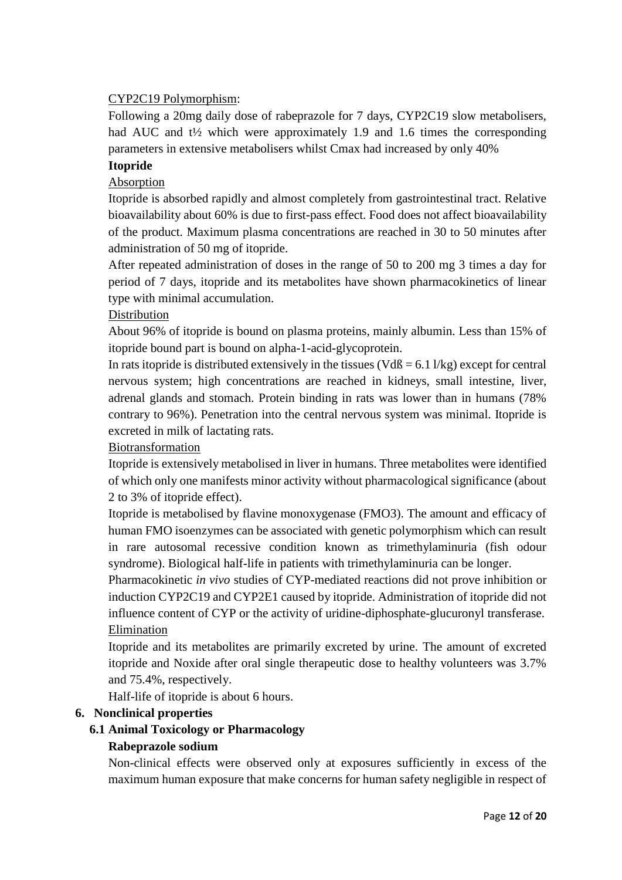CYP2C19 Polymorphism:

Following a 20mg daily dose of rabeprazole for 7 days, CYP2C19 slow metabolisers, had AUC and t½ which were approximately 1.9 and 1.6 times the corresponding parameters in extensive metabolisers whilst Cmax had increased by only 40%

**Itopride**

Absorption

Itopride is absorbed rapidly and almost completely from gastrointestinal tract. Relative bioavailability about 60% is due to first-pass effect. Food does not affect bioavailability of the product. Maximum plasma concentrations are reached in 30 to 50 minutes after administration of 50 mg of itopride.

After repeated administration of doses in the range of 50 to 200 mg 3 times a day for period of 7 days, itopride and its metabolites have shown pharmacokinetics of linear type with minimal accumulation.

Distribution

About 96% of itopride is bound on plasma proteins, mainly albumin. Less than 15% of itopride bound part is bound on alpha-1-acid-glycoprotein.

In rats itopride is distributed extensively in the tissues (Vdß = 6.1 l/kg) except for central nervous system; high concentrations are reached in kidneys, small intestine, liver, adrenal glands and stomach. Protein binding in rats was lower than in humans (78% contrary to 96%). Penetration into the central nervous system was minimal. Itopride is excreted in milk of lactating rats.

Biotransformation

Itopride is extensively metabolised in liver in humans. Three metabolites were identified of which only one manifests minor activity without pharmacological significance (about 2 to 3% of itopride effect).

Itopride is metabolised by flavine monoxygenase (FMO3). The amount and efficacy of human FMO isoenzymes can be associated with genetic polymorphism which can result in rare autosomal recessive condition known as trimethylaminuria (fish odour syndrome). Biological half-life in patients with trimethylaminuria can be longer.

Pharmacokinetic *in vivo* studies of CYP-mediated reactions did not prove inhibition or induction CYP2C19 and CYP2E1 caused by itopride. Administration of itopride did not influence content of CYP or the activity of uridine-diphosphate-glucuronyl transferase.

Elimination

Itopride and its metabolites are primarily excreted by urine. The amount of excreted itopride and Noxide after oral single therapeutic dose to healthy volunteers was 3.7% and 75.4%, respectively.

Half-life of itopride is about 6 hours.

## 6. Nonclinical properties

### 6.1 Animal Toxicology or Pharmacology

**Rabeprazole sodium**

Non-clinical effects were observed only at exposures sufficiently in excess of the maximum human exposure that make concerns for human safety negligible in respect of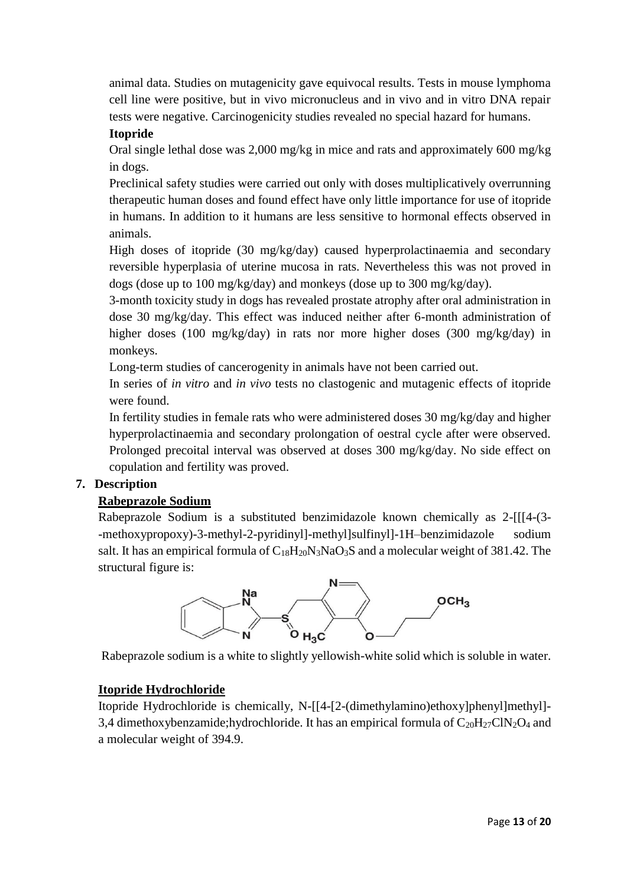animal data. Studies on mutagenicity gave equivocal results. Tests in mouse lymphoma cell line were positive, but in vivo micronucleus and in vivo and in vitro DNA repair tests were negative. Carcinogenicity studies revealed no special hazard for humans.

**Itopride**

Oral single lethal dose was 2,000 mg/kg in mice and rats and approximately 600 mg/kg in dogs.

Preclinical safety studies were carried out only with doses multiplicatively overrunning therapeutic human doses and found effect have only little importance for use of itopride in humans. In addition to it humans are less sensitive to hormonal effects observed in animals.

High doses of itopride (30 mg/kg/day) caused hyperprolactinaemia and secondary reversible hyperplasia of uterine mucosa in rats. Nevertheless this was not proved in dogs (dose up to 100 mg/kg/day) and monkeys (dose up to 300 mg/kg/day).

3-month toxicity study in dogs has revealed prostate atrophy after oral administration in dose 30 mg/kg/day. This effect was induced neither after 6-month administration of higher doses (100 mg/kg/day) in rats nor more higher doses (300 mg/kg/day) in monkeys.

Long-term studies of cancerogenity in animals have not been carried out.

In series of *in vitro* and *in vivo* tests no clastogenic and mutagenic effects of itopride were found.

In fertility studies in female rats who were administered doses 30 mg/kg/day and higher hyperprolactinaemia and secondary prolongation of oestral cycle after were observed. Prolonged precoital interval was observed at doses 300 mg/kg/day. No side effect on copulation and fertility was proved.

## 7. Description

### Rabeprazole Sodium

Rabeprazole Sodium is a substituted benzimidazole known chemically as 2-[[[4-(3--methoxypropoxy)-3-methyl-2-pyridinyl]-methyl]sulfinyl]-1H–benzimidazole sodium salt. It has an empirical formula of $C_{18}H_{20}N_3NaO_3S$ and a molecular weight of 381.42. The structural figure is:

Rabeprazole sodium is a white to slightly yellowish-white solid which is soluble in water.

### Itopride Hydrochloride

Itopride Hydrochloride is chemically, N-[[4-[2-(dimethylamino)ethoxy]phenyl]methyl]-3,4 dimethoxybenzamide;hydrochloride. It has an empirical formula of $C_{20}H_{27}ClN_2O_4$ and a molecular weight of 394.9.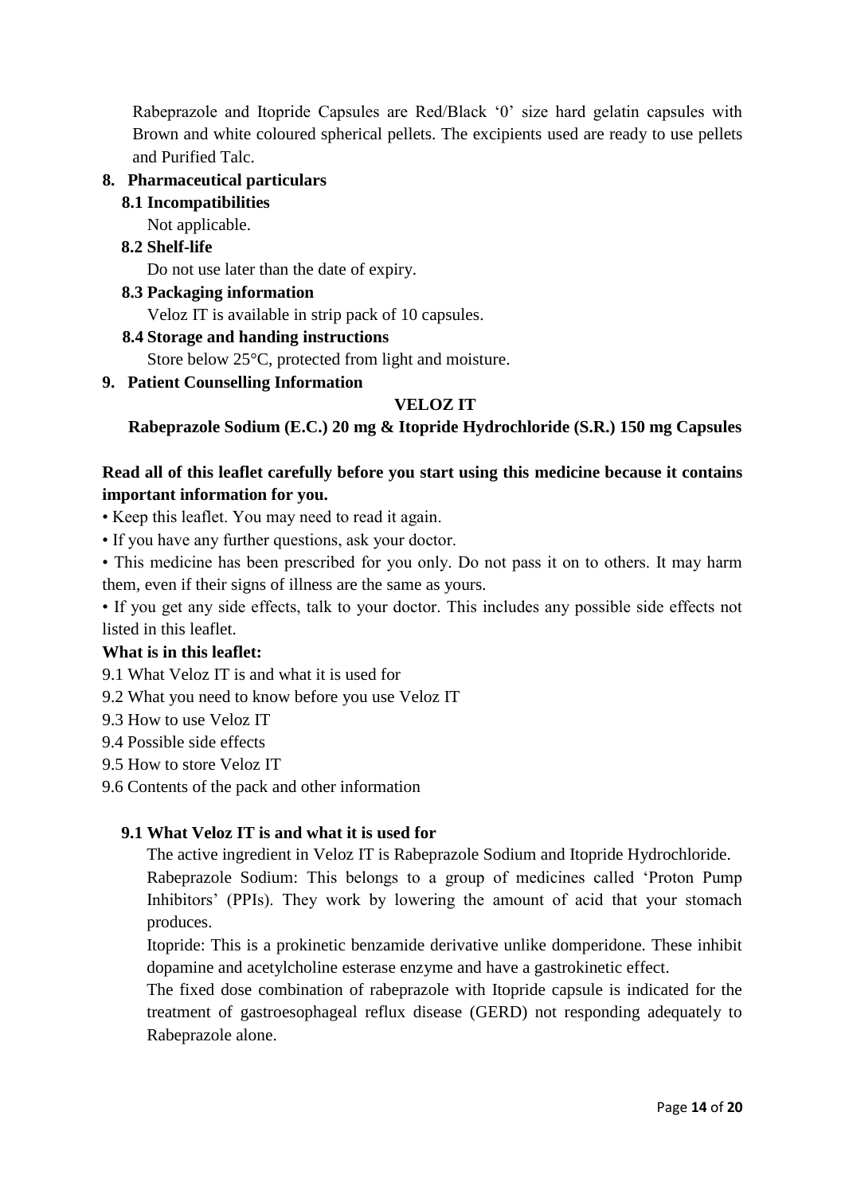Rabeprazole and Itopride Capsules are Red/Black '0' size hard gelatin capsules with Brown and white coloured spherical pellets. The excipients used are ready to use pellets and Purified Talc.

## 8. Pharmaceutical particulars

### 8.1 Incompatibilities

Not applicable.

### 8.2 Shelf-life

Do not use later than the date of expiry.

### 8.3 Packaging information

Veloz IT is available in strip pack of 10 capsules.

### 8.4 Storage and handing instructions

Store below 25°C, protected from light and moisture.

## 9. Patient Counselling Information

**VELOZ IT**

**Rabeprazole Sodium (E.C.) 20 mg & Itopride Hydrochloride (S.R.) 150 mg Capsules**

**Read all of this leaflet carefully before you start using this medicine because it contains important information for you.**

- Keep this leaflet. You may need to read it again.
- If you have any further questions, ask your doctor.
- This medicine has been prescribed for you only. Do not pass it on to others. It may harm them, even if their signs of illness are the same as yours.
- If you get any side effects, talk to your doctor. This includes any possible side effects not listed in this leaflet.

**What is in this leaflet:**

9.1 What Veloz IT is and what it is used for

9.2 What you need to know before you use Veloz IT

9.3 How to use Veloz IT

9.4 Possible side effects

9.5 How to store Veloz IT

9.6 Contents of the pack and other information

### 9.1 What Veloz IT is and what it is used for

The active ingredient in Veloz IT is Rabeprazole Sodium and Itopride Hydrochloride.

Rabeprazole Sodium: This belongs to a group of medicines called 'Proton Pump Inhibitors' (PPIs). They work by lowering the amount of acid that your stomach produces.

Itopride: This is a prokinetic benzamide derivative unlike domperidone. These inhibit dopamine and acetylcholine esterase enzyme and have a gastrokinetic effect.

The fixed dose combination of rabeprazole with Itopride capsule is indicated for the treatment of gastroesophageal reflux disease (GERD) not responding adequately to Rabeprazole alone.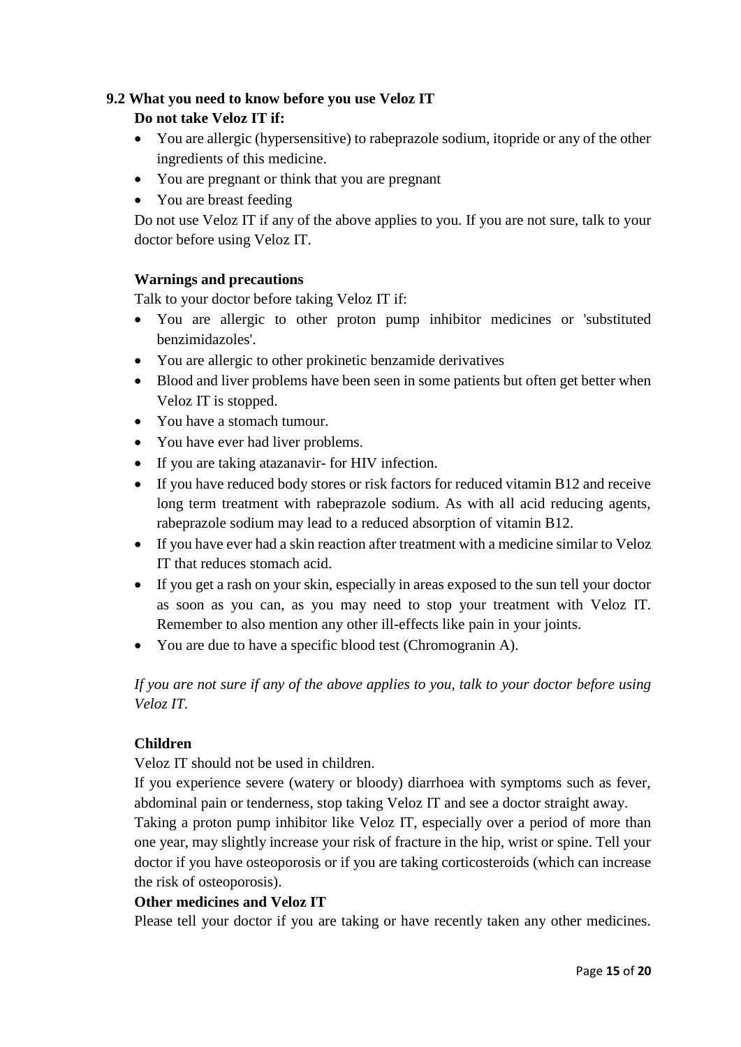## 9.2 What you need to know before you use Veloz IT

**Do not take Veloz IT if:**

- You are allergic (hypersensitive) to rabeprazole sodium, itopride or any of the other ingredients of this medicine.
- You are pregnant or think that you are pregnant
- You are breast feeding

Do not use Veloz IT if any of the above applies to you. If you are not sure, talk to your doctor before using Veloz IT.

**Warnings and precautions**

Talk to your doctor before taking Veloz IT if:

- You are allergic to other proton pump inhibitor medicines or 'substituted benzimidazoles'.
- You are allergic to other prokinetic benzamide derivatives
- Blood and liver problems have been seen in some patients but often get better when Veloz IT is stopped.
- You have a stomach tumour.
- You have ever had liver problems.
- If you are taking atazanavir- for HIV infection.
- If you have reduced body stores or risk factors for reduced vitamin B12 and receive long term treatment with rabeprazole sodium. As with all acid reducing agents, rabeprazole sodium may lead to a reduced absorption of vitamin B12.
- If you have ever had a skin reaction after treatment with a medicine similar to Veloz IT that reduces stomach acid.
- If you get a rash on your skin, especially in areas exposed to the sun tell your doctor as soon as you can, as you may need to stop your treatment with Veloz IT. Remember to also mention any other ill-effects like pain in your joints.
- You are due to have a specific blood test (Chromogranin A).

*If you are not sure if any of the above applies to you, talk to your doctor before using Veloz IT.*

**Children**

Veloz IT should not be used in children.

If you experience severe (watery or bloody) diarrhoea with symptoms such as fever, abdominal pain or tenderness, stop taking Veloz IT and see a doctor straight away.

Taking a proton pump inhibitor like Veloz IT, especially over a period of more than one year, may slightly increase your risk of fracture in the hip, wrist or spine. Tell your doctor if you have osteoporosis or if you are taking corticosteroids (which can increase the risk of osteoporosis).

**Other medicines and Veloz IT**

Please tell your doctor if you are taking or have recently taken any other medicines.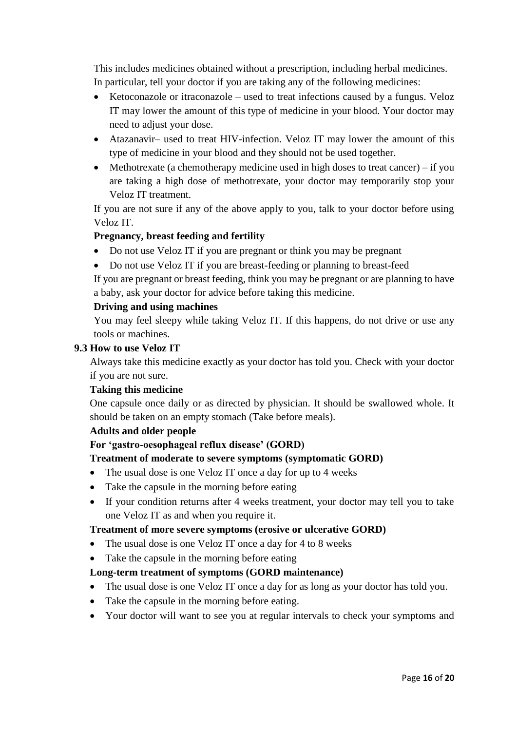This includes medicines obtained without a prescription, including herbal medicines. In particular, tell your doctor if you are taking any of the following medicines:

- Ketoconazole or itraconazole – used to treat infections caused by a fungus. Veloz IT may lower the amount of this type of medicine in your blood. Your doctor may need to adjust your dose.
- Atazanavir– used to treat HIV-infection. Veloz IT may lower the amount of this type of medicine in your blood and they should not be used together.
- Methotrexate (a chemotherapy medicine used in high doses to treat cancer) – if you are taking a high dose of methotrexate, your doctor may temporarily stop your Veloz IT treatment.

If you are not sure if any of the above apply to you, talk to your doctor before using Veloz IT.

**Pregnancy, breast feeding and fertility**

- Do not use Veloz IT if you are pregnant or think you may be pregnant
- Do not use Veloz IT if you are breast-feeding or planning to breast-feed

If you are pregnant or breast feeding, think you may be pregnant or are planning to have a baby, ask your doctor for advice before taking this medicine.

**Driving and using machines**

You may feel sleepy while taking Veloz IT. If this happens, do not drive or use any tools or machines.

### 9.3 How to use Veloz IT

Always take this medicine exactly as your doctor has told you. Check with your doctor if you are not sure.

**Taking this medicine**

One capsule once daily or as directed by physician. It should be swallowed whole. It should be taken on an empty stomach (Take before meals).

**Adults and older people**

**For 'gastro-oesophageal reflux disease' (GORD)**

**Treatment of moderate to severe symptoms (symptomatic GORD)**

- The usual dose is one Veloz IT once a day for up to 4 weeks
- Take the capsule in the morning before eating
- If your condition returns after 4 weeks treatment, your doctor may tell you to take one Veloz IT as and when you require it.

**Treatment of more severe symptoms (erosive or ulcerative GORD)**

- The usual dose is one Veloz IT once a day for 4 to 8 weeks
- Take the capsule in the morning before eating

**Long-term treatment of symptoms (GORD maintenance)**

- The usual dose is one Veloz IT once a day for as long as your doctor has told you.
- Take the capsule in the morning before eating.
- Your doctor will want to see you at regular intervals to check your symptoms and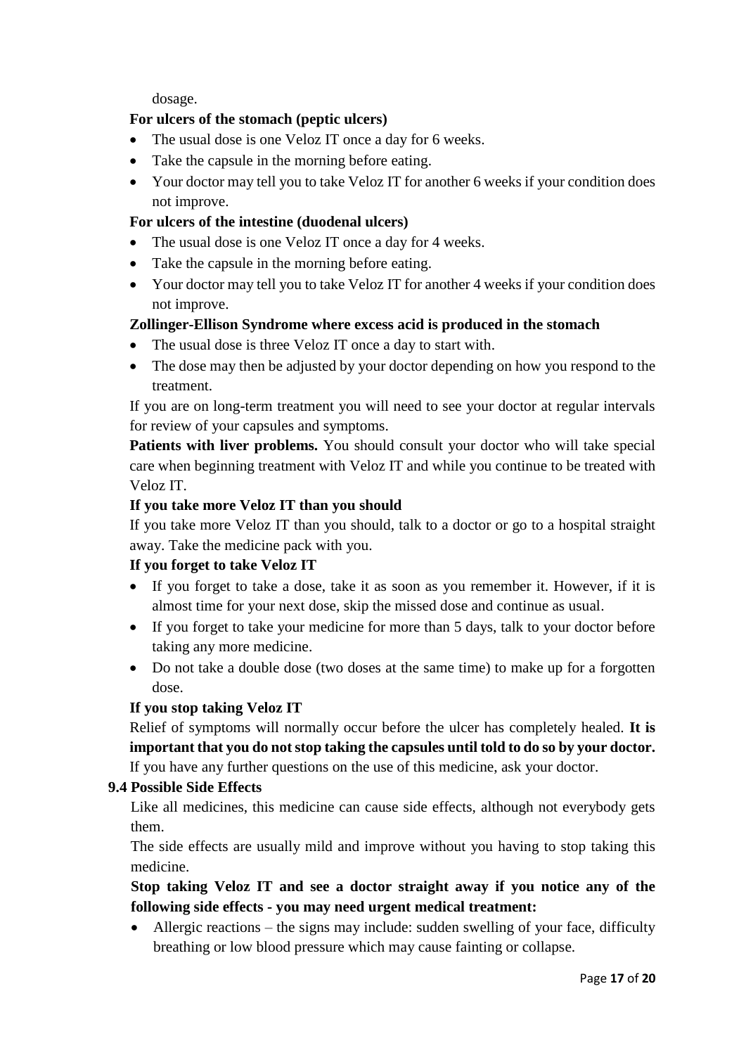dosage.

**For ulcers of the stomach (peptic ulcers)**

- The usual dose is one Veloz IT once a day for 6 weeks.
- Take the capsule in the morning before eating.
- Your doctor may tell you to take Veloz IT for another 6 weeks if your condition does not improve.

**For ulcers of the intestine (duodenal ulcers)**

- The usual dose is one Veloz IT once a day for 4 weeks.
- Take the capsule in the morning before eating.
- Your doctor may tell you to take Veloz IT for another 4 weeks if your condition does not improve.

**Zollinger-Ellison Syndrome where excess acid is produced in the stomach**

- The usual dose is three Veloz IT once a day to start with.
- The dose may then be adjusted by your doctor depending on how you respond to the treatment.

If you are on long-term treatment you will need to see your doctor at regular intervals for review of your capsules and symptoms.

**Patients with liver problems.** You should consult your doctor who will take special care when beginning treatment with Veloz IT and while you continue to be treated with Veloz IT.

**If you take more Veloz IT than you should**

If you take more Veloz IT than you should, talk to a doctor or go to a hospital straight away. Take the medicine pack with you.

**If you forget to take Veloz IT**

- If you forget to take a dose, take it as soon as you remember it. However, if it is almost time for your next dose, skip the missed dose and continue as usual.
- If you forget to take your medicine for more than 5 days, talk to your doctor before taking any more medicine.
- Do not take a double dose (two doses at the same time) to make up for a forgotten dose.

**If you stop taking Veloz IT**

Relief of symptoms will normally occur before the ulcer has completely healed. **It is important that you do not stop taking the capsules until told to do so by your doctor.**
If you have any further questions on the use of this medicine, ask your doctor.

### 9.4 Possible Side Effects

Like all medicines, this medicine can cause side effects, although not everybody gets them.

The side effects are usually mild and improve without you having to stop taking this medicine.

**Stop taking Veloz IT and see a doctor straight away if you notice any of the following side effects - you may need urgent medical treatment:**

- Allergic reactions – the signs may include: sudden swelling of your face, difficulty breathing or low blood pressure which may cause fainting or collapse.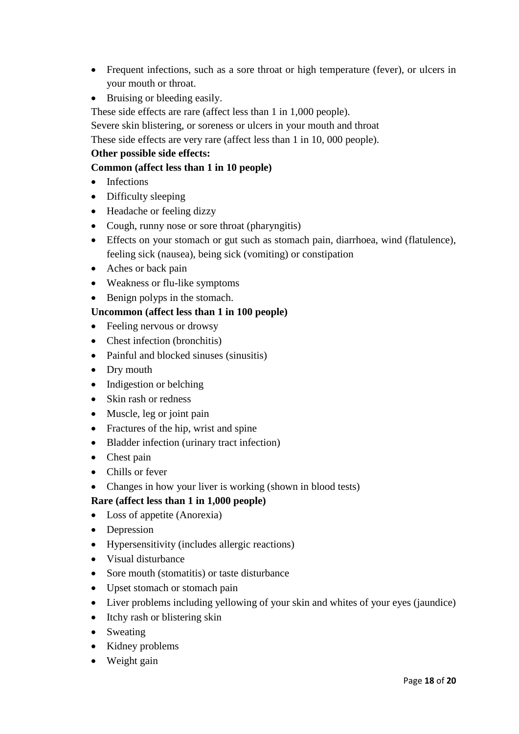- Frequent infections, such as a sore throat or high temperature (fever), or ulcers in your mouth or throat.
- Bruising or bleeding easily.

These side effects are rare (affect less than 1 in 1,000 people).

Severe skin blistering, or soreness or ulcers in your mouth and throat

These side effects are very rare (affect less than 1 in 10, 000 people).

**Other possible side effects:**

**Common (affect less than 1 in 10 people)**

- Infections
- Difficulty sleeping
- Headache or feeling dizzy
- Cough, runny nose or sore throat (pharyngitis)
- Effects on your stomach or gut such as stomach pain, diarrhoea, wind (flatulence), feeling sick (nausea), being sick (vomiting) or constipation
- Aches or back pain
- Weakness or flu-like symptoms
- Benign polyps in the stomach.

**Uncommon (affect less than 1 in 100 people)**

- Feeling nervous or drowsy
- Chest infection (bronchitis)
- Painful and blocked sinuses (sinusitis)
- Dry mouth
- Indigestion or belching
- Skin rash or redness
- Muscle, leg or joint pain
- Fractures of the hip, wrist and spine
- Bladder infection (urinary tract infection)
- Chest pain
- Chills or fever
- Changes in how your liver is working (shown in blood tests)

**Rare (affect less than 1 in 1,000 people)**

- Loss of appetite (Anorexia)
- Depression
- Hypersensitivity (includes allergic reactions)
- Visual disturbance
- Sore mouth (stomatitis) or taste disturbance
- Upset stomach or stomach pain
- Liver problems including yellowing of your skin and whites of your eyes (jaundice)
- Itchy rash or blistering skin
- Sweating
- Kidney problems
- Weight gain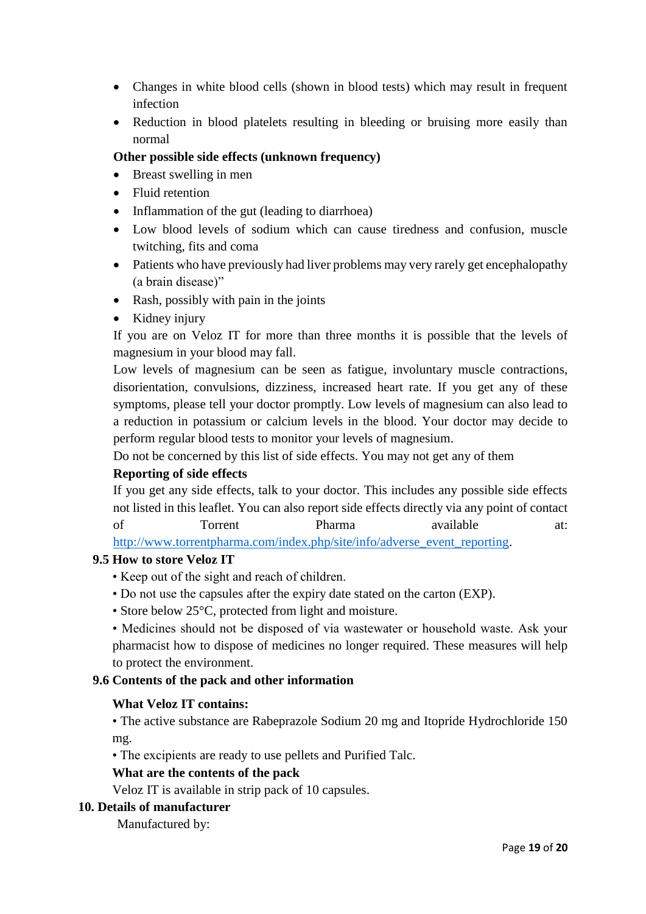- Changes in white blood cells (shown in blood tests) which may result in frequent infection
- Reduction in blood platelets resulting in bleeding or bruising more easily than normal

**Other possible side effects (unknown frequency)**

- Breast swelling in men
- Fluid retention
- Inflammation of the gut (leading to diarrhoea)
- Low blood levels of sodium which can cause tiredness and confusion, muscle twitching, fits and coma
- Patients who have previously had liver problems may very rarely get encephalopathy (a brain disease)"
- Rash, possibly with pain in the joints
- Kidney injury

If you are on Veloz IT for more than three months it is possible that the levels of magnesium in your blood may fall.

Low levels of magnesium can be seen as fatigue, involuntary muscle contractions, disorientation, convulsions, dizziness, increased heart rate. If you get any of these symptoms, please tell your doctor promptly. Low levels of magnesium can also lead to a reduction in potassium or calcium levels in the blood. Your doctor may decide to perform regular blood tests to monitor your levels of magnesium.

Do not be concerned by this list of side effects. You may not get any of them

**Reporting of side effects**

If you get any side effects, talk to your doctor. This includes any possible side effects not listed in this leaflet. You can also report side effects directly via any point of contact of Torrent Pharma available at: http://www.torrentpharma.com/index.php/site/info/adverse_event_reporting.

### 9.5 How to store Veloz IT

- Keep out of the sight and reach of children.
- Do not use the capsules after the expiry date stated on the carton (EXP).
- Store below 25°C, protected from light and moisture.
- Medicines should not be disposed of via wastewater or household waste. Ask your pharmacist how to dispose of medicines no longer required. These measures will help to protect the environment.

### 9.6 Contents of the pack and other information

**What Veloz IT contains:**

- The active substance are Rabeprazole Sodium 20 mg and Itopride Hydrochloride 150 mg.
- The excipients are ready to use pellets and Purified Talc.

**What are the contents of the pack**

Veloz IT is available in strip pack of 10 capsules.

## 10. Details of manufacturer

Manufactured by: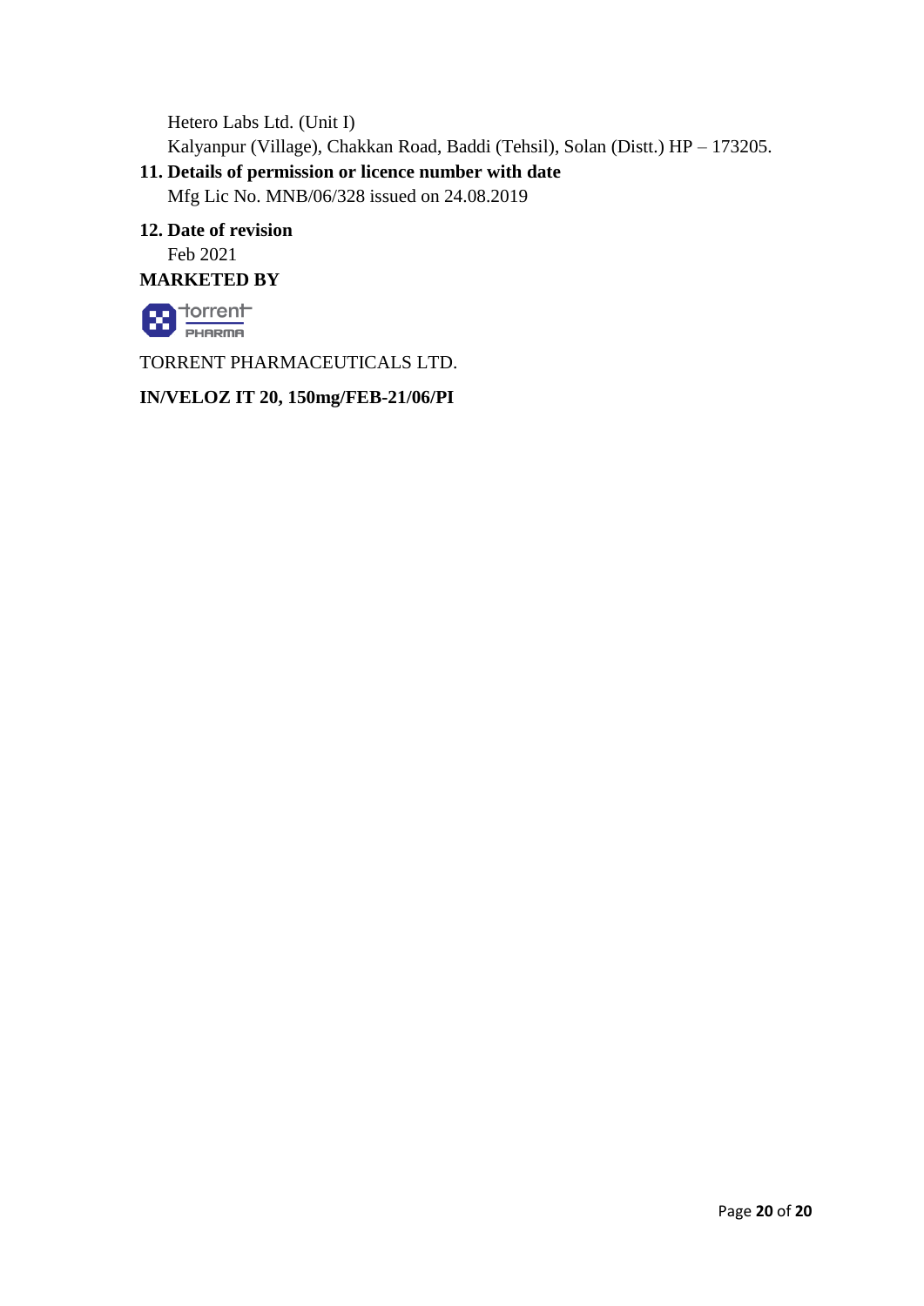Hetero Labs Ltd. (Unit I)
Kalyanpur (Village), Chakkan Road, Baddi (Tehsil), Solan (Distt.) HP – 173205.

**11. Details of permission or licence number with date**

Mfg Lic No. MNB/06/328 issued on 24.08.2019

**12. Date of revision**

Feb 2021

**MARKETED BY**

torrent PHARMA

TORRENT PHARMACEUTICALS LTD.

**IN/VELOZ IT 20, 150mg/FEB-21/06/PI**